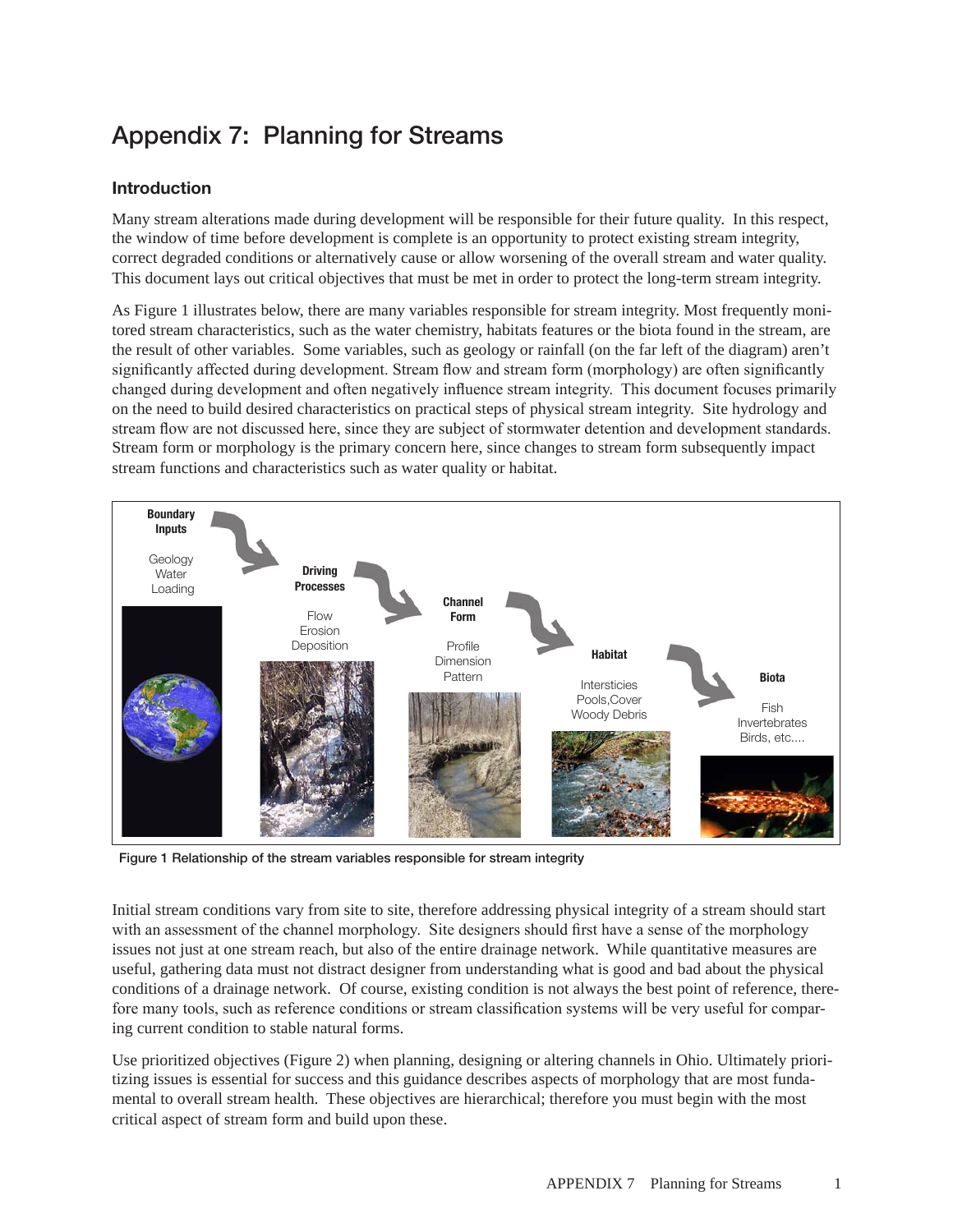# Appendix 7: Planning for Streams

## Introduction

Many stream alterations made during development will be responsible for their future quality. In this respect, the window of time before development is complete is an opportunity to protect existing stream integrity, correct degraded conditions or alternatively cause or allow worsening of the overall stream and water quality. This document lays out critical objectives that must be met in order to protect the long-term stream integrity.

As Figure 1 illustrates below, there are many variables responsible for stream integrity. Most frequently monitored stream characteristics, such as the water chemistry, habitats features or the biota found in the stream, are the result of other variables. Some variables, such as geology or rainfall (on the far left of the diagram) aren't significantly affected during development. Stream flow and stream form (morphology) are often significantly changed during development and often negatively influence stream integrity. This document focuses primarily on the need to build desired characteristics on practical steps of physical stream integrity. Site hydrology and stream flow are not discussed here, since they are subject of stormwater detention and development standards. Stream form or morphology is the primary concern here, since changes to stream form subsequently impact stream functions and characteristics such as water quality or habitat.

**Boundary Inputs**
Geology
Water
Loading

**Driving Processes**
Flow
Erosion
Deposition

**Channel Form**
Profile
Dimension
Pattern

**Habitat**
Interstices
Pools, Cover
Woody Debris

**Biota**
Fish
Invertebrates
Birds, etc....

**Figure 1 Relationship of the stream variables responsible for stream integrity**

Initial stream conditions vary from site to site, therefore addressing physical integrity of a stream should start with an assessment of the channel morphology. Site designers should first have a sense of the morphology issues not just at one stream reach, but also of the entire drainage network. While quantitative measures are useful, gathering data must not distract designer from understanding what is good and bad about the physical conditions of a drainage network. Of course, existing condition is not always the best point of reference, therefore many tools, such as reference conditions or stream classification systems will be very useful for comparing current condition to stable natural forms.

Use prioritized objectives (Figure 2) when planning, designing or altering channels in Ohio. Ultimately prioritizing issues is essential for success and this guidance describes aspects of morphology that are most fundamental to overall stream health. These objectives are hierarchical; therefore you must begin with the most critical aspect of stream form and build upon these.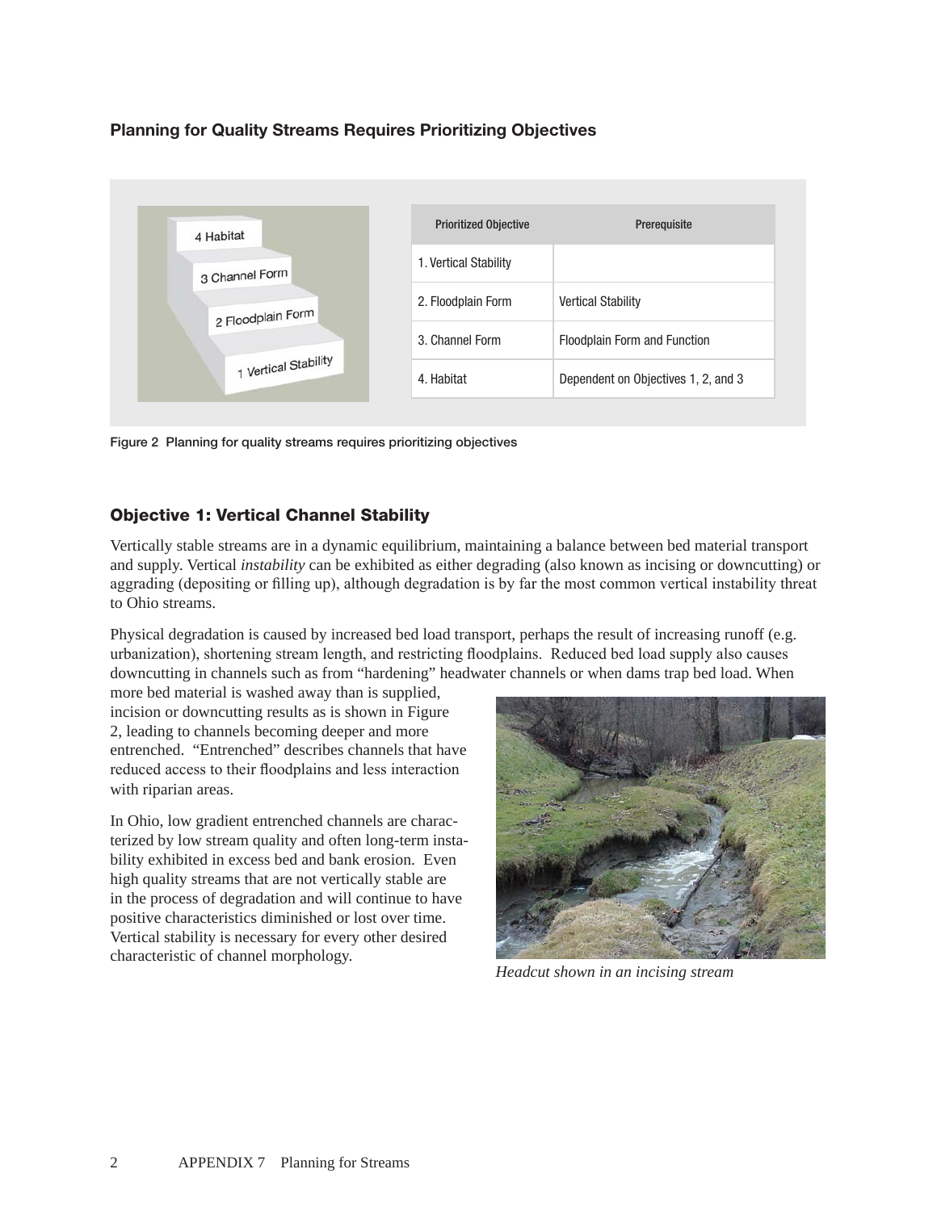### Planning for Quality Streams Requires Prioritizing Objectives

| Prioritized Objective | Prerequisite |
|---|---|
| 1. Vertical Stability | |
| 2. Floodplain Form | Vertical Stability |
| 3. Channel Form | Floodplain Form and Function |
| 4. Habitat | Dependent on Objectives 1, 2, and 3 |

Figure 2 Planning for quality streams requires prioritizing objectives

## Objective 1: Vertical Channel Stability

Vertically stable streams are in a dynamic equilibrium, maintaining a balance between bed material transport and supply. Vertical *instability* can be exhibited as either degrading (also known as incising or downcutting) or aggrading (depositing or filling up), although degradation is by far the most common vertical instability threat to Ohio streams.

Physical degradation is caused by increased bed load transport, perhaps the result of increasing runoff (e.g. urbanization), shortening stream length, and restricting floodplains. Reduced bed load supply also causes downcutting in channels such as from "hardening" headwater channels or when dams trap bed load. When more bed material is washed away than is supplied, incision or downcutting results as is shown in Figure 2, leading to channels becoming deeper and more entrenched. "Entrenched" describes channels that have reduced access to their floodplains and less interaction with riparian areas.

In Ohio, low gradient entrenched channels are characterized by low stream quality and often long-term instability exhibited in excess bed and bank erosion. Even high quality streams that are not vertically stable are in the process of degradation and will continue to have positive characteristics diminished or lost over time. Vertical stability is necessary for every other desired characteristic of channel morphology.

*Headcut shown in an incising stream*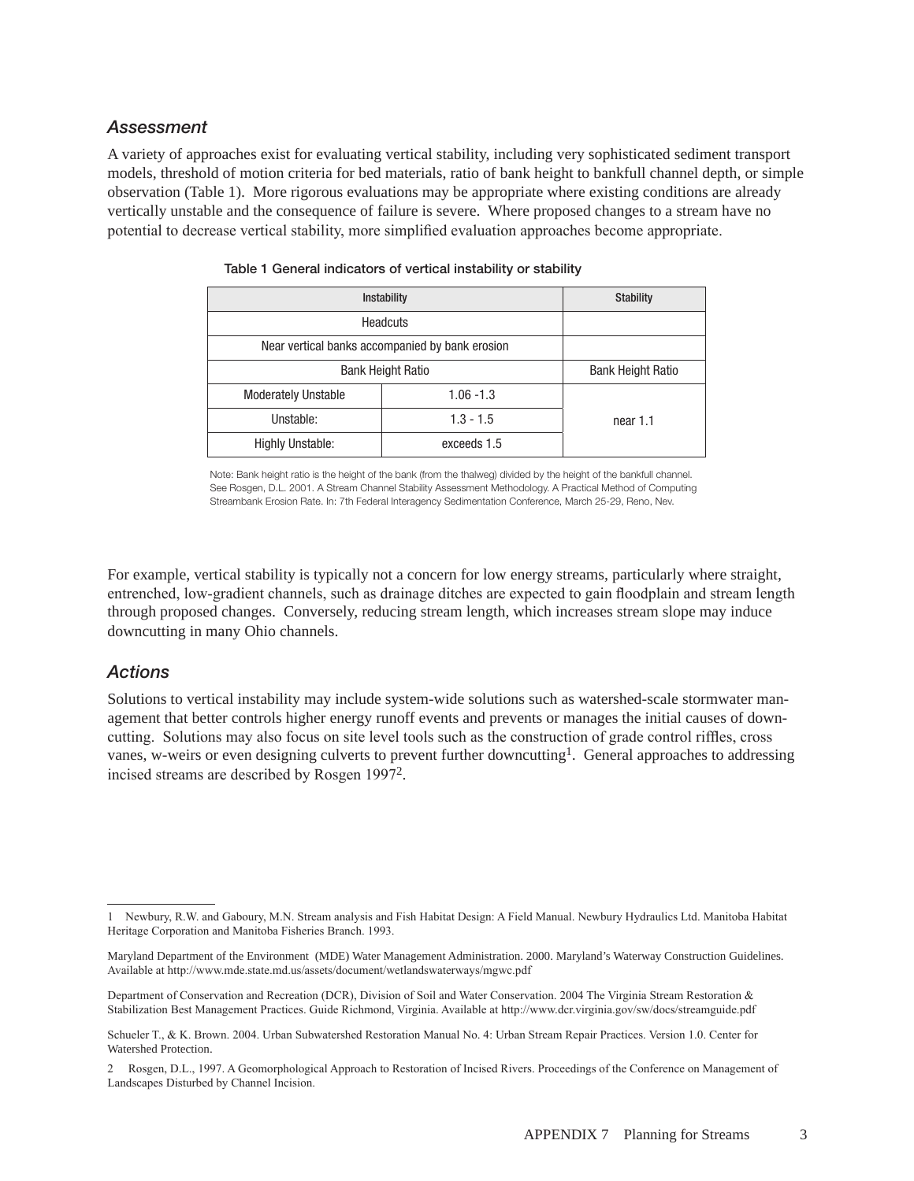### *Assessment*

A variety of approaches exist for evaluating vertical stability, including very sophisticated sediment transport models, threshold of motion criteria for bed materials, ratio of bank height to bankfull channel depth, or simple observation (Table 1). More rigorous evaluations may be appropriate where existing conditions are already vertically unstable and the consequence of failure is severe. Where proposed changes to a stream have no potential to decrease vertical stability, more simplified evaluation approaches become appropriate.

Table 1 General indicators of vertical instability or stability

| Instability | | Stability |
|---|---|---|
| Headcuts | | |
| Near vertical banks accompanied by bank erosion | | |
| Bank Height Ratio | | Bank Height Ratio |
| Moderately Unstable | 1.06 -1.3 | near 1.1 |
| Unstable: | 1.3 - 1.5 | |
| Highly Unstable: | exceeds 1.5 | |

Note: Bank height ratio is the height of the bank (from the thalweg) divided by the height of the bankfull channel. See Rosgen, D.L. 2001. A Stream Channel Stability Assessment Methodology. A Practical Method of Computing Streambank Erosion Rate. In: 7th Federal Interagency Sedimentation Conference, March 25-29, Reno, Nev.

For example, vertical stability is typically not a concern for low energy streams, particularly where straight, entrenched, low-gradient channels, such as drainage ditches are expected to gain floodplain and stream length through proposed changes. Conversely, reducing stream length, which increases stream slope may induce downcutting in many Ohio channels.

### *Actions*

Solutions to vertical instability may include system-wide solutions such as watershed-scale stormwater management that better controls higher energy runoff events and prevents or manages the initial causes of downcutting. Solutions may also focus on site level tools such as the construction of grade control riffles, cross vanes, w-weirs or even designing culverts to prevent further downcutting[1]. General approaches to addressing incised streams are described by Rosgen 1997[2].

---

1 Newbury, R.W. and Gaboury, M.N. Stream analysis and Fish Habitat Design: A Field Manual. Newbury Hydraulics Ltd. Manitoba Habitat Heritage Corporation and Manitoba Fisheries Branch. 1993.

Maryland Department of the Environment (MDE) Water Management Administration. 2000. Maryland's Waterway Construction Guidelines. Available at http://www.mde.state.md.us/assets/document/wetlandswaterways/mgwc.pdf

Department of Conservation and Recreation (DCR), Division of Soil and Water Conservation. 2004 The Virginia Stream Restoration & Stabilization Best Management Practices. Guide Richmond, Virginia. Available at http://www.dcr.virginia.gov/sw/docs/streamguide.pdf

Schueler T., & K. Brown. 2004. Urban Subwatershed Restoration Manual No. 4: Urban Stream Repair Practices. Version 1.0. Center for Watershed Protection.

2 Rosgen, D.L., 1997. A Geomorphological Approach to Restoration of Incised Rivers. Proceedings of the Conference on Management of Landscapes Disturbed by Channel Incision.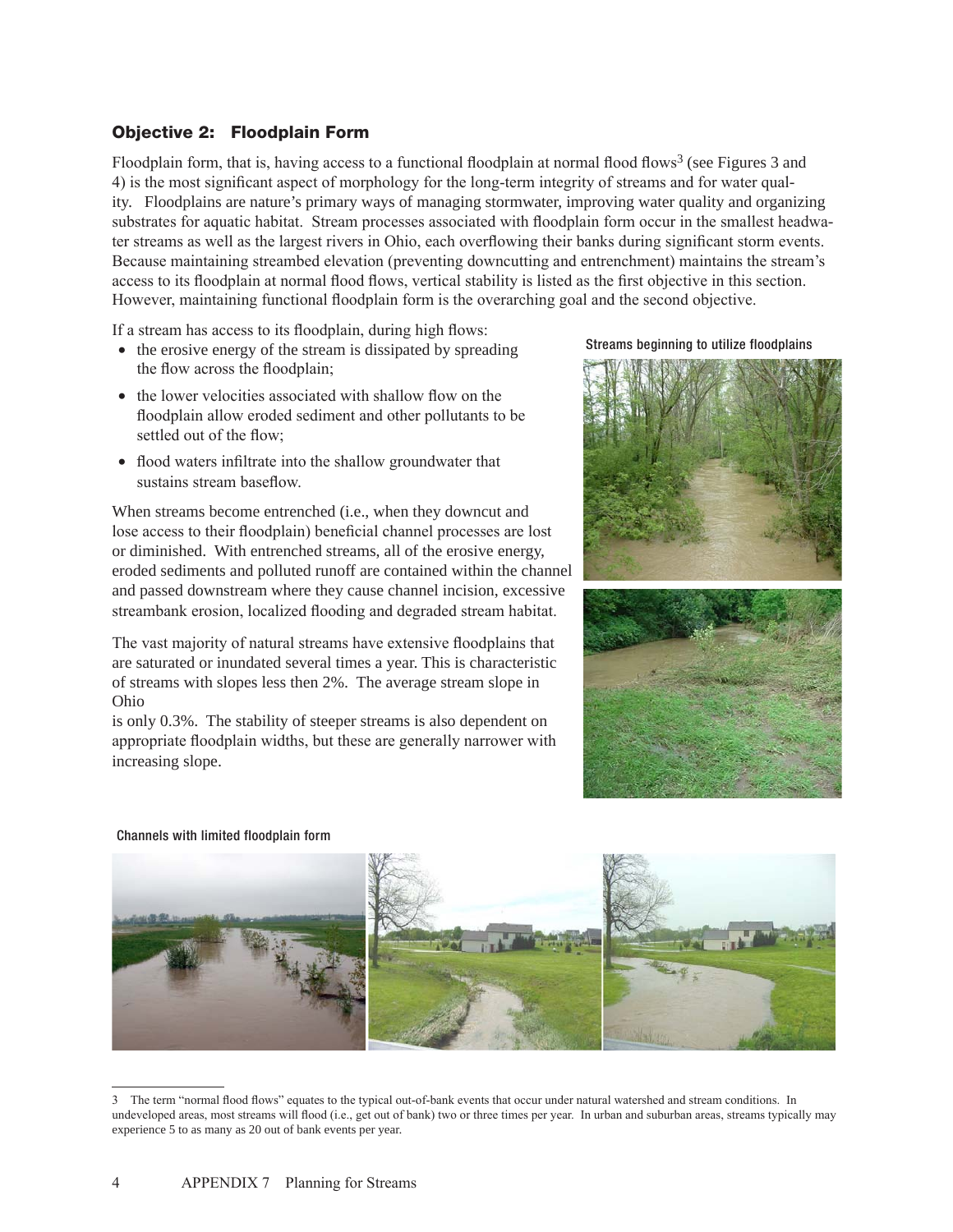## Objective 2: Floodplain Form

Floodplain form, that is, having access to a functional floodplain at normal flood flows[3] (see Figures 3 and 4) is the most significant aspect of morphology for the long-term integrity of streams and for water quality. Floodplains are nature's primary ways of managing stormwater, improving water quality and organizing substrates for aquatic habitat. Stream processes associated with floodplain form occur in the smallest headwater streams as well as the largest rivers in Ohio, each overflowing their banks during significant storm events. Because maintaining streambed elevation (preventing downcutting and entrenchment) maintains the stream's access to its floodplain at normal flood flows, vertical stability is listed as the first objective in this section. However, maintaining functional floodplain form is the overarching goal and the second objective.

If a stream has access to its floodplain, during high flows:

- the erosive energy of the stream is dissipated by spreading the flow across the floodplain;
- the lower velocities associated with shallow flow on the floodplain allow eroded sediment and other pollutants to be settled out of the flow;
- flood waters infiltrate into the shallow groundwater that sustains stream baseflow.

When streams become entrenched (i.e., when they downcut and lose access to their floodplain) beneficial channel processes are lost or diminished. With entrenched streams, all of the erosive energy, eroded sediments and polluted runoff are contained within the channel and passed downstream where they cause channel incision, excessive streambank erosion, localized flooding and degraded stream habitat.

The vast majority of natural streams have extensive floodplains that are saturated or inundated several times a year. This is characteristic of streams with slopes less then 2%. The average stream slope in Ohio is only 0.3%. The stability of steeper streams is also dependent on appropriate floodplain widths, but these are generally narrower with increasing slope.

Streams beginning to utilize floodplains

Channels with limited floodplain form

3 The term "normal flood flows" equates to the typical out-of-bank events that occur under natural watershed and stream conditions. In undeveloped areas, most streams will flood (i.e., get out of bank) two or three times per year. In urban and suburban areas, streams typically may experience 5 to as many as 20 out of bank events per year.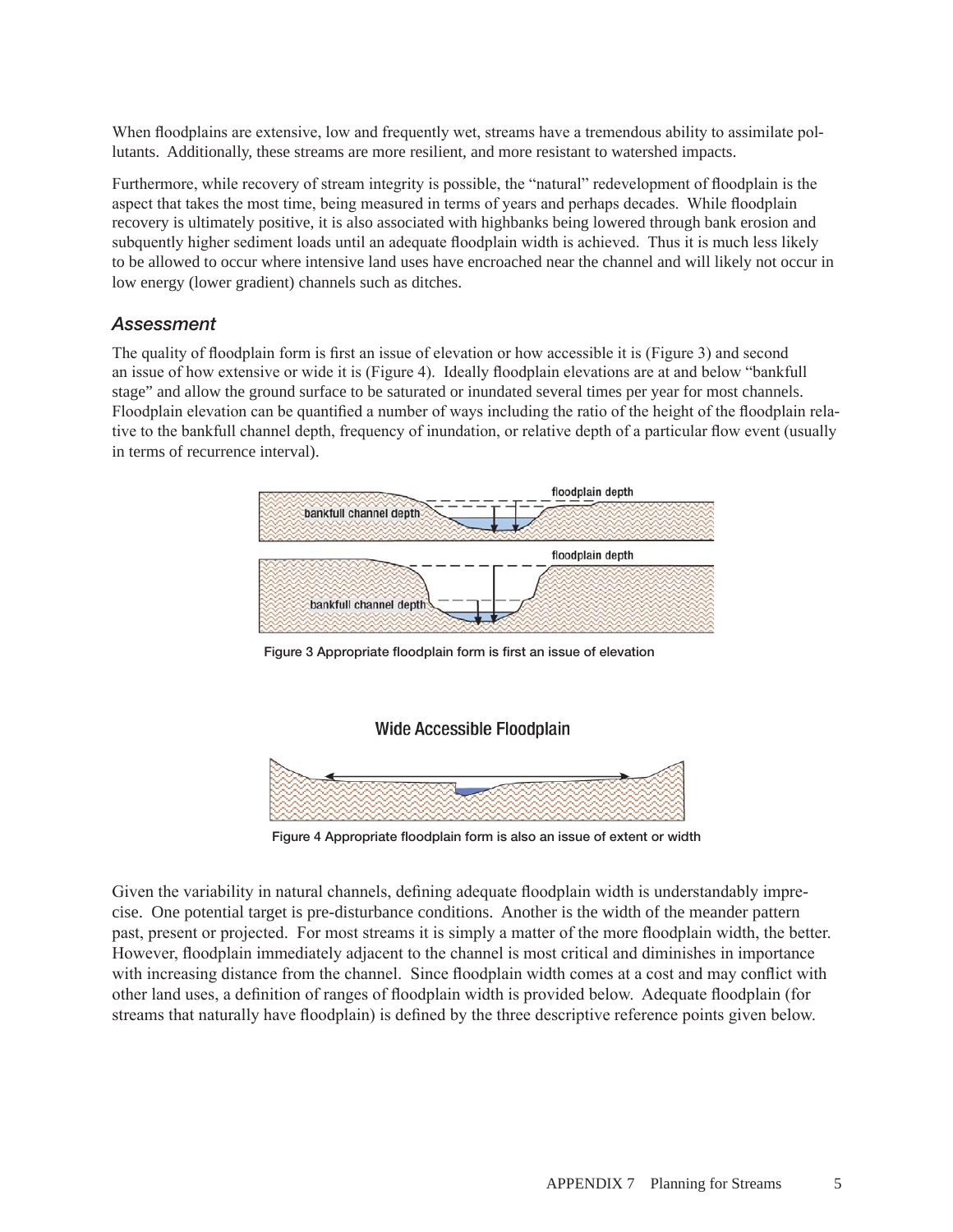When floodplains are extensive, low and frequently wet, streams have a tremendous ability to assimilate pollutants. Additionally, these streams are more resilient, and more resistant to watershed impacts.

Furthermore, while recovery of stream integrity is possible, the "natural" redevelopment of floodplain is the aspect that takes the most time, being measured in terms of years and perhaps decades. While floodplain recovery is ultimately positive, it is also associated with highbanks being lowered through bank erosion and subquently higher sediment loads until an adequate floodplain width is achieved. Thus it is much less likely to be allowed to occur where intensive land uses have encroached near the channel and will likely not occur in low energy (lower gradient) channels such as ditches.

### *Assessment*

The quality of floodplain form is first an issue of elevation or how accessible it is (Figure 3) and second an issue of how extensive or wide it is (Figure 4). Ideally floodplain elevations are at and below "bankfull stage" and allow the ground surface to be saturated or inundated several times per year for most channels. Floodplain elevation can be quantified a number of ways including the ratio of the height of the floodplain relative to the bankfull channel depth, frequency of inundation, or relative depth of a particular flow event (usually in terms of recurrence interval).

Figure 3 Appropriate floodplain form is first an issue of elevation

Figure 4 Appropriate floodplain form is also an issue of extent or width

Given the variability in natural channels, defining adequate floodplain width is understandably imprecise. One potential target is pre-disturbance conditions. Another is the width of the meander pattern past, present or projected. For most streams it is simply a matter of the more floodplain width, the better. However, floodplain immediately adjacent to the channel is most critical and diminishes in importance with increasing distance from the channel. Since floodplain width comes at a cost and may conflict with other land uses, a definition of ranges of floodplain width is provided below. Adequate floodplain (for streams that naturally have floodplain) is defined by the three descriptive reference points given below.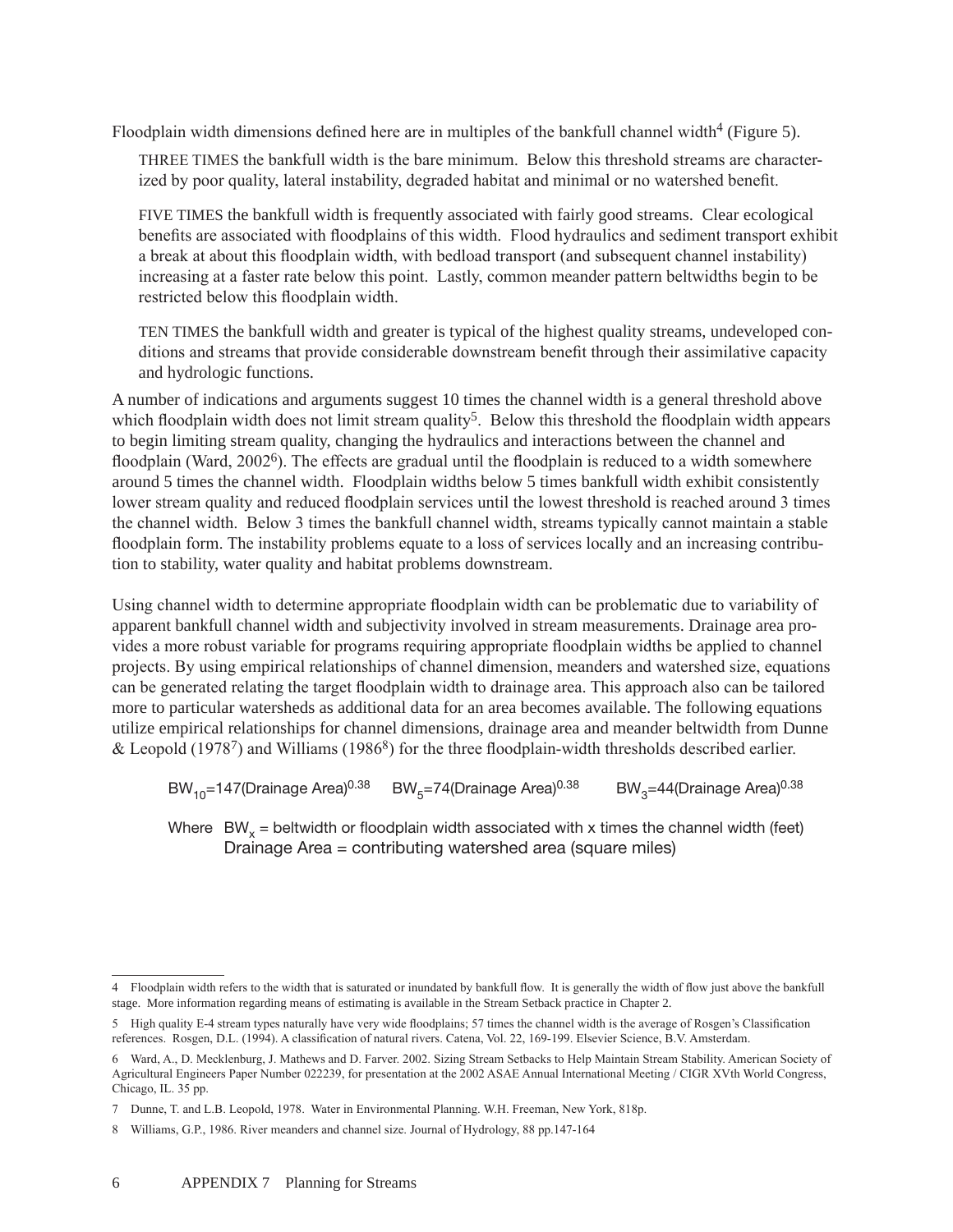Floodplain width dimensions defined here are in multiples of the bankfull channel width[4] (Figure 5).

THREE TIMES the bankfull width is the bare minimum. Below this threshold streams are characterized by poor quality, lateral instability, degraded habitat and minimal or no watershed benefit.

FIVE TIMES the bankfull width is frequently associated with fairly good streams. Clear ecological benefits are associated with floodplains of this width. Flood hydraulics and sediment transport exhibit a break at about this floodplain width, with bedload transport (and subsequent channel instability) increasing at a faster rate below this point. Lastly, common meander pattern beltwidths begin to be restricted below this floodplain width.

TEN TIMES the bankfull width and greater is typical of the highest quality streams, undeveloped conditions and streams that provide considerable downstream benefit through their assimilative capacity and hydrologic functions.

A number of indications and arguments suggest 10 times the channel width is a general threshold above which floodplain width does not limit stream quality[5]. Below this threshold the floodplain width appears to begin limiting stream quality, changing the hydraulics and interactions between the channel and floodplain (Ward, 2002[6]). The effects are gradual until the floodplain is reduced to a width somewhere around 5 times the channel width. Floodplain widths below 5 times bankfull width exhibit consistently lower stream quality and reduced floodplain services until the lowest threshold is reached around 3 times the channel width. Below 3 times the bankfull channel width, streams typically cannot maintain a stable floodplain form. The instability problems equate to a loss of services locally and an increasing contribution to stability, water quality and habitat problems downstream.

Using channel width to determine appropriate floodplain width can be problematic due to variability of apparent bankfull channel width and subjectivity involved in stream measurements. Drainage area provides a more robust variable for programs requiring appropriate floodplain widths be applied to channel projects. By using empirical relationships of channel dimension, meanders and watershed size, equations can be generated relating the target floodplain width to drainage area. This approach also can be tailored more to particular watersheds as additional data for an area becomes available. The following equations utilize empirical relationships for channel dimensions, drainage area and meander beltwidth from Dunne & Leopold (1978[7]) and Williams (1986[8]) for the three floodplain-width thresholds described earlier.

$$BW_{10}=147(\text{Drainage Area})^{0.38} \qquad BW_{5}=74(\text{Drainage Area})^{0.38} \qquad BW_{3}=44(\text{Drainage Area})^{0.38}$$

Where $BW_x$ = beltwidth or floodplain width associated with x times the channel width (feet)
Drainage Area = contributing watershed area (square miles)

---

4 Floodplain width refers to the width that is saturated or inundated by bankfull flow. It is generally the width of flow just above the bankfull stage. More information regarding means of estimating is available in the Stream Setback practice in Chapter 2.

5 High quality E-4 stream types naturally have very wide floodplains; 57 times the channel width is the average of Rosgen's Classification references. Rosgen, D.L. (1994). A classification of natural rivers. Catena, Vol. 22, 169-199. Elsevier Science, B.V. Amsterdam.

6 Ward, A., D. Mecklenburg, J. Mathews and D. Farver. 2002. Sizing Stream Setbacks to Help Maintain Stream Stability. American Society of Agricultural Engineers Paper Number 022239, for presentation at the 2002 ASAE Annual International Meeting / CIGR XVth World Congress, Chicago, IL. 35 pp.

7 Dunne, T. and L.B. Leopold, 1978. Water in Environmental Planning. W.H. Freeman, New York, 818p.

8 Williams, G.P., 1986. River meanders and channel size. Journal of Hydrology, 88 pp.147-164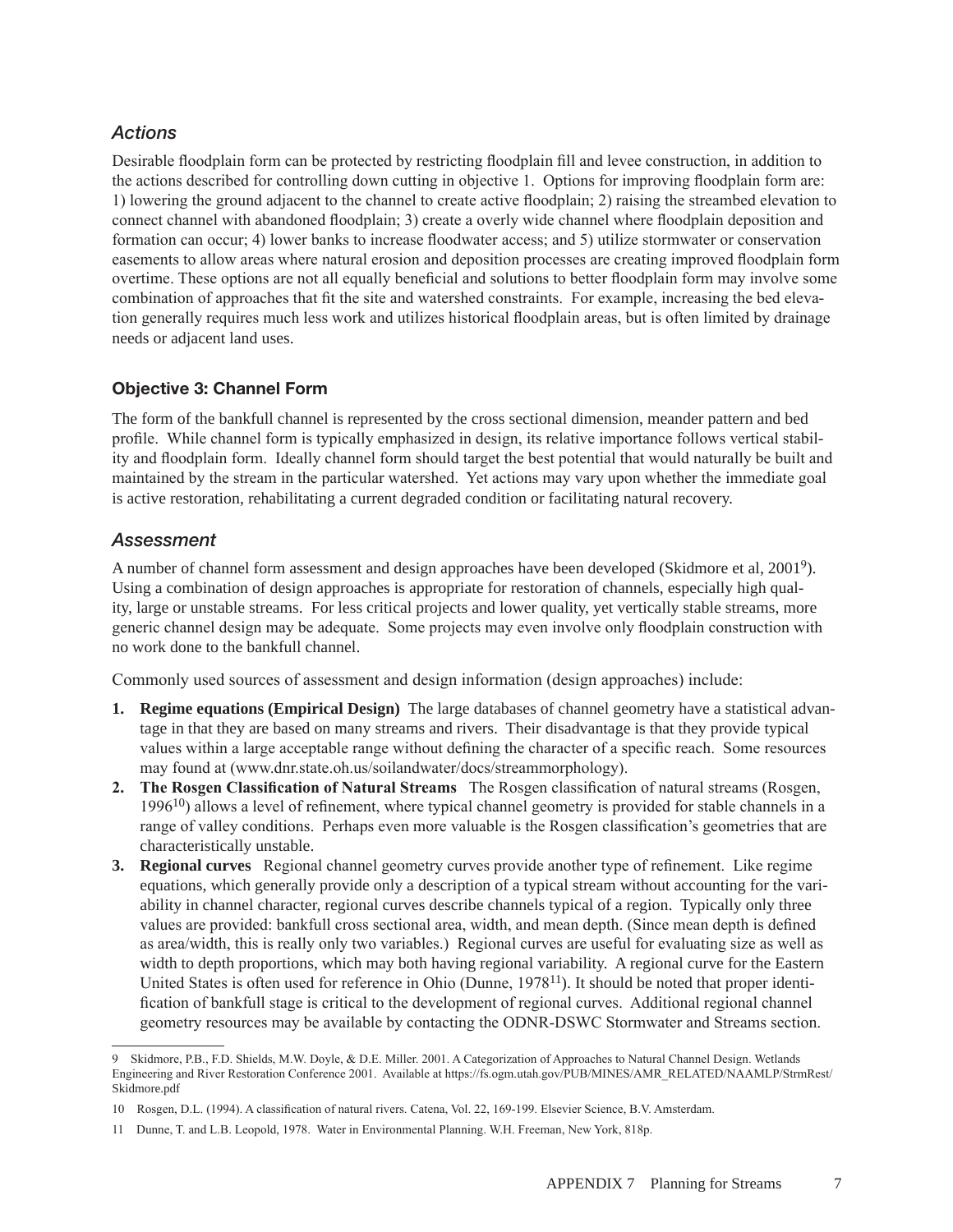### *Actions*

Desirable floodplain form can be protected by restricting floodplain fill and levee construction, in addition to the actions described for controlling down cutting in objective 1. Options for improving floodplain form are: 1) lowering the ground adjacent to the channel to create active floodplain; 2) raising the streambed elevation to connect channel with abandoned floodplain; 3) create a overly wide channel where floodplain deposition and formation can occur; 4) lower banks to increase floodwater access; and 5) utilize stormwater or conservation easements to allow areas where natural erosion and deposition processes are creating improved floodplain form overtime. These options are not all equally beneficial and solutions to better floodplain form may involve some combination of approaches that fit the site and watershed constraints. For example, increasing the bed elevation generally requires much less work and utilizes historical floodplain areas, but is often limited by drainage needs or adjacent land uses.

### Objective 3: Channel Form

The form of the bankfull channel is represented by the cross sectional dimension, meander pattern and bed profile. While channel form is typically emphasized in design, its relative importance follows vertical stability and floodplain form. Ideally channel form should target the best potential that would naturally be built and maintained by the stream in the particular watershed. Yet actions may vary upon whether the immediate goal is active restoration, rehabilitating a current degraded condition or facilitating natural recovery.

### *Assessment*

A number of channel form assessment and design approaches have been developed (Skidmore et al, 2001[9]). Using a combination of design approaches is appropriate for restoration of channels, especially high quality, large or unstable streams. For less critical projects and lower quality, yet vertically stable streams, more generic channel design may be adequate. Some projects may even involve only floodplain construction with no work done to the bankfull channel.

Commonly used sources of assessment and design information (design approaches) include:

1. **Regime equations (Empirical Design)** The large databases of channel geometry have a statistical advantage in that they are based on many streams and rivers. Their disadvantage is that they provide typical values within a large acceptable range without defining the character of a specific reach. Some resources may found at (www.dnr.state.oh.us/soilandwater/docs/streammorphology).
2. **The Rosgen Classification of Natural Streams** The Rosgen classification of natural streams (Rosgen, 1996[10]) allows a level of refinement, where typical channel geometry is provided for stable channels in a range of valley conditions. Perhaps even more valuable is the Rosgen classification's geometries that are characteristically unstable.
3. **Regional curves** Regional channel geometry curves provide another type of refinement. Like regime equations, which generally provide only a description of a typical stream without accounting for the variability in channel character, regional curves describe channels typical of a region. Typically only three values are provided: bankfull cross sectional area, width, and mean depth. (Since mean depth is defined as area/width, this is really only two variables.) Regional curves are useful for evaluating size as well as width to depth proportions, which may both having regional variability. A regional curve for the Eastern United States is often used for reference in Ohio (Dunne, 1978[11]). It should be noted that proper identification of bankfull stage is critical to the development of regional curves. Additional regional channel geometry resources may be available by contacting the ODNR-DSWC Stormwater and Streams section.

---

9 Skidmore, P.B., F.D. Shields, M.W. Doyle, & D.E. Miller. 2001. A Categorization of Approaches to Natural Channel Design. Wetlands Engineering and River Restoration Conference 2001. Available at https://fs.ogm.utah.gov/PUB/MINES/AMR_RELATED/NAAMLP/StrmRest/Skidmore.pdf

10 Rosgen, D.L. (1994). A classification of natural rivers. Catena, Vol. 22, 169-199. Elsevier Science, B.V. Amsterdam.

11 Dunne, T. and L.B. Leopold, 1978. Water in Environmental Planning. W.H. Freeman, New York, 818p.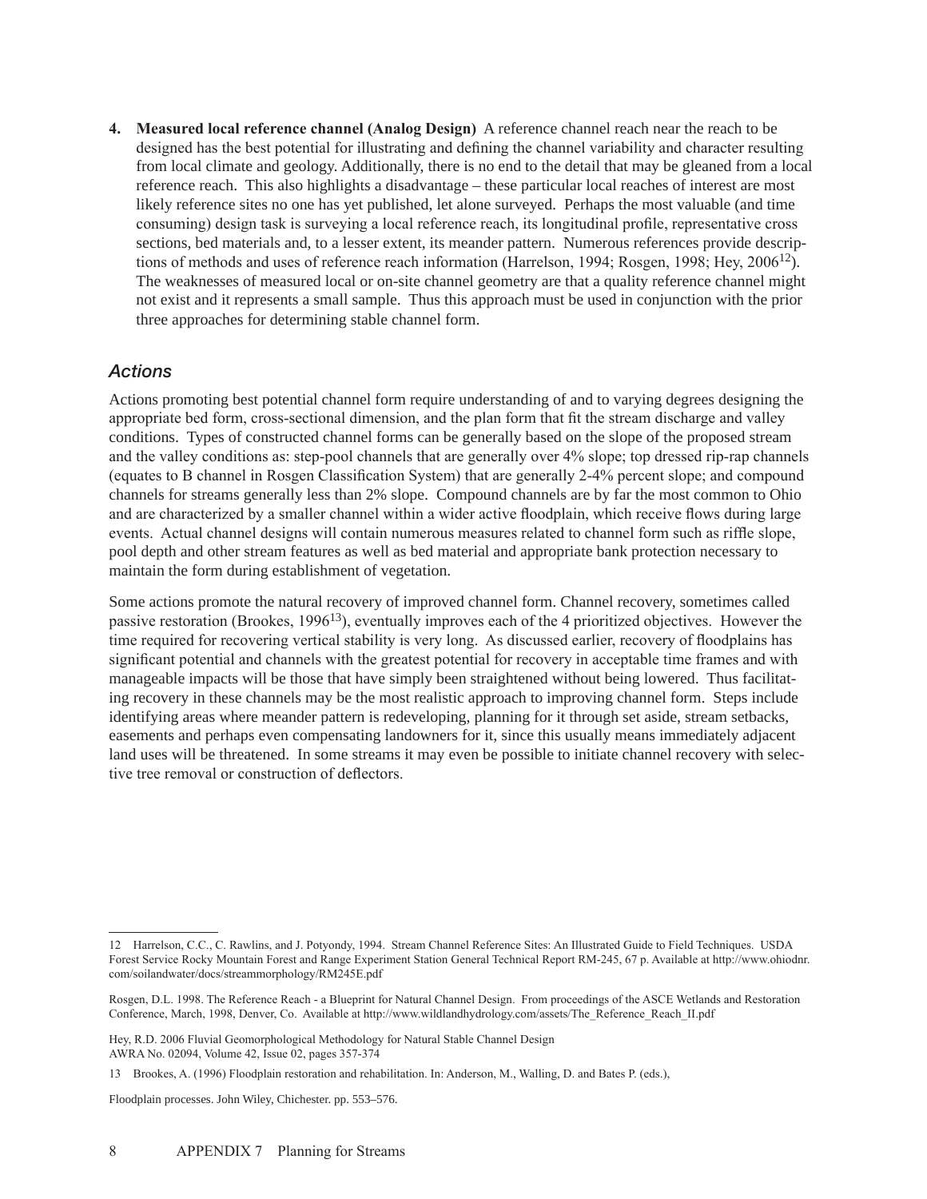4. **Measured local reference channel (Analog Design)** A reference channel reach near the reach to be designed has the best potential for illustrating and defining the channel variability and character resulting from local climate and geology. Additionally, there is no end to the detail that may be gleaned from a local reference reach. This also highlights a disadvantage – these particular local reaches of interest are most likely reference sites no one has yet published, let alone surveyed. Perhaps the most valuable (and time consuming) design task is surveying a local reference reach, its longitudinal profile, representative cross sections, bed materials and, to a lesser extent, its meander pattern. Numerous references provide descriptions of methods and uses of reference reach information (Harrelson, 1994; Rosgen, 1998; Hey, 2006[12]). The weaknesses of measured local or on-site channel geometry are that a quality reference channel might not exist and it represents a small sample. Thus this approach must be used in conjunction with the prior three approaches for determining stable channel form.

## *Actions*

Actions promoting best potential channel form require understanding of and to varying degrees designing the appropriate bed form, cross-sectional dimension, and the plan form that fit the stream discharge and valley conditions. Types of constructed channel forms can be generally based on the slope of the proposed stream and the valley conditions as: step-pool channels that are generally over 4% slope; top dressed rip-rap channels (equates to B channel in Rosgen Classification System) that are generally 2-4% percent slope; and compound channels for streams generally less than 2% slope. Compound channels are by far the most common to Ohio and are characterized by a smaller channel within a wider active floodplain, which receive flows during large events. Actual channel designs will contain numerous measures related to channel form such as riffle slope, pool depth and other stream features as well as bed material and appropriate bank protection necessary to maintain the form during establishment of vegetation.

Some actions promote the natural recovery of improved channel form. Channel recovery, sometimes called passive restoration (Brookes, 1996[13]), eventually improves each of the 4 prioritized objectives. However the time required for recovering vertical stability is very long. As discussed earlier, recovery of floodplains has significant potential and channels with the greatest potential for recovery in acceptable time frames and with manageable impacts will be those that have simply been straightened without being lowered. Thus facilitating recovery in these channels may be the most realistic approach to improving channel form. Steps include identifying areas where meander pattern is redeveloping, planning for it through set aside, stream setbacks, easements and perhaps even compensating landowners for it, since this usually means immediately adjacent land uses will be threatened. In some streams it may even be possible to initiate channel recovery with selective tree removal or construction of deflectors.

---

12 Harrelson, C.C., C. Rawlins, and J. Potyondy, 1994. Stream Channel Reference Sites: An Illustrated Guide to Field Techniques. USDA Forest Service Rocky Mountain Forest and Range Experiment Station General Technical Report RM-245, 67 p. Available at http://www.ohiodnr.com/soilandwater/docs/streammorphology/RM245E.pdf

Rosgen, D.L. 1998. The Reference Reach - a Blueprint for Natural Channel Design. From proceedings of the ASCE Wetlands and Restoration Conference, March, 1998, Denver, Co. Available at http://www.wildlandhydrology.com/assets/The_Reference_Reach_II.pdf

Hey, R.D. 2006 Fluvial Geomorphological Methodology for Natural Stable Channel Design AWRA No. 02094, Volume 42, Issue 02, pages 357-374

13 Brookes, A. (1996) Floodplain restoration and rehabilitation. In: Anderson, M., Walling, D. and Bates P. (eds.),

Floodplain processes. John Wiley, Chichester. pp. 553–576.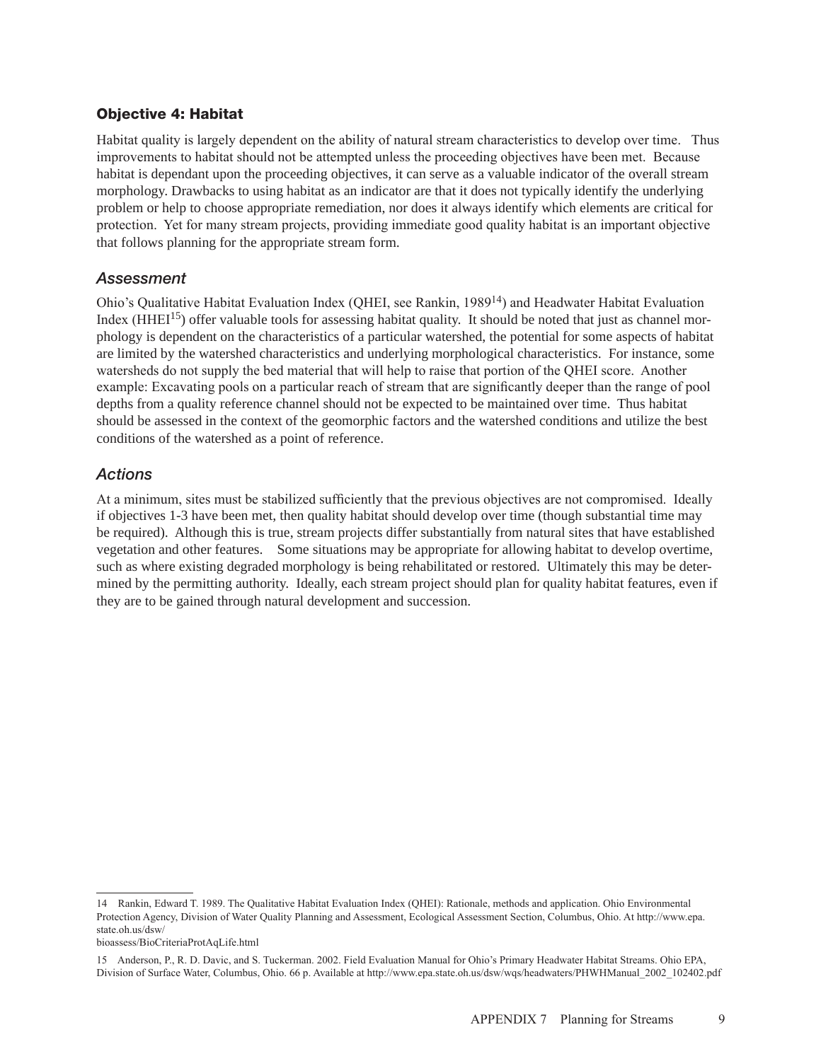### Objective 4: Habitat

Habitat quality is largely dependent on the ability of natural stream characteristics to develop over time. Thus improvements to habitat should not be attempted unless the proceeding objectives have been met. Because habitat is dependant upon the proceeding objectives, it can serve as a valuable indicator of the overall stream morphology. Drawbacks to using habitat as an indicator are that it does not typically identify the underlying problem or help to choose appropriate remediation, nor does it always identify which elements are critical for protection. Yet for many stream projects, providing immediate good quality habitat is an important objective that follows planning for the appropriate stream form.

#### *Assessment*

Ohio's Qualitative Habitat Evaluation Index (QHEI, see Rankin, 1989[14]) and Headwater Habitat Evaluation Index (HHEI[15]) offer valuable tools for assessing habitat quality. It should be noted that just as channel morphology is dependent on the characteristics of a particular watershed, the potential for some aspects of habitat are limited by the watershed characteristics and underlying morphological characteristics. For instance, some watersheds do not supply the bed material that will help to raise that portion of the QHEI score. Another example: Excavating pools on a particular reach of stream that are significantly deeper than the range of pool depths from a quality reference channel should not be expected to be maintained over time. Thus habitat should be assessed in the context of the geomorphic factors and the watershed conditions and utilize the best conditions of the watershed as a point of reference.

#### *Actions*

At a minimum, sites must be stabilized sufficiently that the previous objectives are not compromised. Ideally if objectives 1-3 have been met, then quality habitat should develop over time (though substantial time may be required). Although this is true, stream projects differ substantially from natural sites that have established vegetation and other features. Some situations may be appropriate for allowing habitat to develop overtime, such as where existing degraded morphology is being rehabilitated or restored. Ultimately this may be determined by the permitting authority. Ideally, each stream project should plan for quality habitat features, even if they are to be gained through natural development and succession.

---

14 Rankin, Edward T. 1989. The Qualitative Habitat Evaluation Index (QHEI): Rationale, methods and application. Ohio Environmental Protection Agency, Division of Water Quality Planning and Assessment, Ecological Assessment Section, Columbus, Ohio. At http://www.epa.state.oh.us/dsw/bioassess/BioCriteriaProtAqLife.html

15 Anderson, P., R. D. Davic, and S. Tuckerman. 2002. Field Evaluation Manual for Ohio's Primary Headwater Habitat Streams. Ohio EPA, Division of Surface Water, Columbus, Ohio. 66 p. Available at http://www.epa.state.oh.us/dsw/wqs/headwaters/PHWHManual_2002_102402.pdf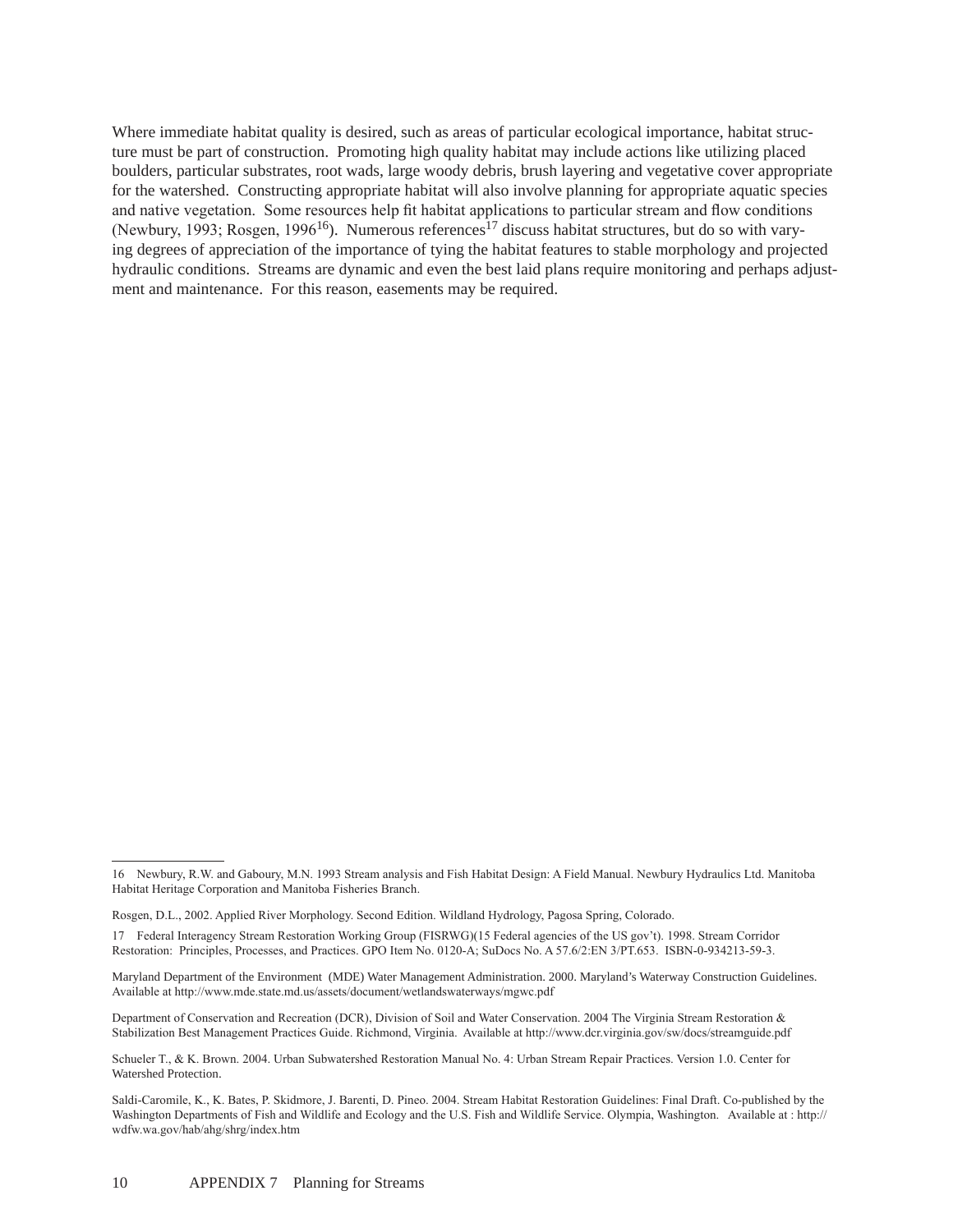Where immediate habitat quality is desired, such as areas of particular ecological importance, habitat structure must be part of construction. Promoting high quality habitat may include actions like utilizing placed boulders, particular substrates, root wads, large woody debris, brush layering and vegetative cover appropriate for the watershed. Constructing appropriate habitat will also involve planning for appropriate aquatic species and native vegetation. Some resources help fit habitat applications to particular stream and flow conditions (Newbury, 1993; Rosgen, 1996[16]). Numerous references[17] discuss habitat structures, but do so with varying degrees of appreciation of the importance of tying the habitat features to stable morphology and projected hydraulic conditions. Streams are dynamic and even the best laid plans require monitoring and perhaps adjustment and maintenance. For this reason, easements may be required.

---

16 Newbury, R.W. and Gaboury, M.N. 1993 Stream analysis and Fish Habitat Design: A Field Manual. Newbury Hydraulics Ltd. Manitoba Habitat Heritage Corporation and Manitoba Fisheries Branch.

Rosgen, D.L., 2002. Applied River Morphology. Second Edition. Wildland Hydrology, Pagosa Spring, Colorado.

17 Federal Interagency Stream Restoration Working Group (FISRWG)(15 Federal agencies of the US gov't). 1998. Stream Corridor Restoration: Principles, Processes, and Practices. GPO Item No. 0120-A; SuDocs No. A 57.6/2:EN 3/PT.653. ISBN-0-934213-59-3.

Maryland Department of the Environment (MDE) Water Management Administration. 2000. Maryland's Waterway Construction Guidelines. Available at http://www.mde.state.md.us/assets/document/wetlandswaterways/mgwc.pdf

Department of Conservation and Recreation (DCR), Division of Soil and Water Conservation. 2004 The Virginia Stream Restoration & Stabilization Best Management Practices Guide. Richmond, Virginia. Available at http://www.dcr.virginia.gov/sw/docs/streamguide.pdf

Schueler T., & K. Brown. 2004. Urban Subwatershed Restoration Manual No. 4: Urban Stream Repair Practices. Version 1.0. Center for Watershed Protection.

Saldi-Caromile, K., K. Bates, P. Skidmore, J. Barenti, D. Pineo. 2004. Stream Habitat Restoration Guidelines: Final Draft. Co-published by the Washington Departments of Fish and Wildlife and Ecology and the U.S. Fish and Wildlife Service. Olympia, Washington. Available at : http://wdfw.wa.gov/hab/ahg/shrg/index.htm